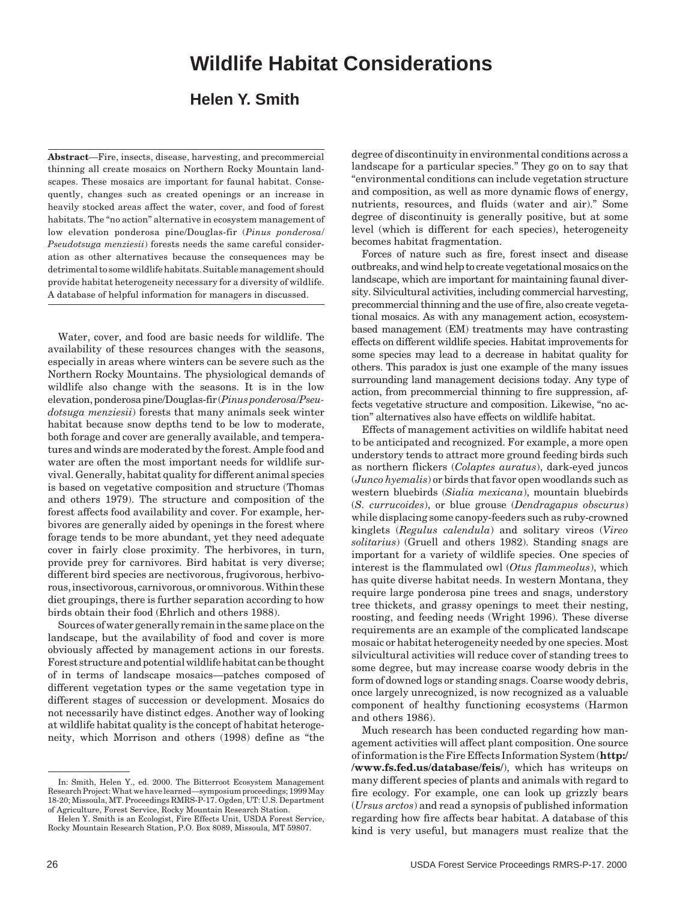# Wildlife Habitat Considerations

## Helen Y. Smith

**Abstract**—Fire, insects, disease, harvesting, and precommercial thinning all create mosaics on Northern Rocky Mountain landscapes. These mosaics are important for faunal habitat. Consequently, changes such as created openings or an increase in heavily stocked areas affect the water, cover, and food of forest habitats. The "no action" alternative in ecosystem management of low elevation ponderosa pine/Douglas-fir (*Pinus ponderosa*/*Pseudotsuga menziesii*) forests needs the same careful consideration as other alternatives because the consequences may be detrimental to some wildlife habitats. Suitable management should provide habitat heterogeneity necessary for a diversity of wildlife. A database of helpful information for managers in discussed.

Water, cover, and food are basic needs for wildlife. The availability of these resources changes with the seasons, especially in areas where winters can be severe such as the Northern Rocky Mountains. The physiological demands of wildlife also change with the seasons. It is in the low elevation, ponderosa pine/Douglas-fir (*Pinus ponderosa*/*Pseudotsuga menziesii*) forests that many animals seek winter habitat because snow depths tend to be low to moderate, both forage and cover are generally available, and temperatures and winds are moderated by the forest. Ample food and water are often the most important needs for wildlife survival. Generally, habitat quality for different animal species is based on vegetative composition and structure (Thomas and others 1979). The structure and composition of the forest affects food availability and cover. For example, herbivores are generally aided by openings in the forest where forage tends to be more abundant, yet they need adequate cover in fairly close proximity. The herbivores, in turn, provide prey for carnivores. Bird habitat is very diverse; different bird species are nectivorous, frugivorous, herbivorous, insectivorous, carnivorous, or omnivorous. Within these diet groupings, there is further separation according to how birds obtain their food (Ehrlich and others 1988).

Sources of water generally remain in the same place on the landscape, but the availability of food and cover is more obviously affected by management actions in our forests. Forest structure and potential wildlife habitat can be thought of in terms of landscape mosaics—patches composed of different vegetation types or the same vegetation type in different stages of succession or development. Mosaics do not necessarily have distinct edges. Another way of looking at wildlife habitat quality is the concept of habitat heterogeneity, which Morrison and others (1998) define as "the degree of discontinuity in environmental conditions across a landscape for a particular species." They go on to say that "environmental conditions can include vegetation structure and composition, as well as more dynamic flows of energy, nutrients, resources, and fluids (water and air)." Some degree of discontinuity is generally positive, but at some level (which is different for each species), heterogeneity becomes habitat fragmentation.

Forces of nature such as fire, forest insect and disease outbreaks, and wind help to create vegetational mosaics on the landscape, which are important for maintaining faunal diversity. Silvicultural activities, including commercial harvesting, precommercial thinning and the use of fire, also create vegetational mosaics. As with any management action, ecosystem-based management (EM) treatments may have contrasting effects on different wildlife species. Habitat improvements for some species may lead to a decrease in habitat quality for others. This paradox is just one example of the many issues surrounding land management decisions today. Any type of action, from precommercial thinning to fire suppression, affects vegetative structure and composition. Likewise, "no action" alternatives also have effects on wildlife habitat.

Effects of management activities on wildlife habitat need to be anticipated and recognized. For example, a more open understory tends to attract more ground feeding birds such as northern flickers (*Colaptes auratus*), dark-eyed juncos (*Junco hyemalis*) or birds that favor open woodlands such as western bluebirds (*Sialia mexicana*), mountain bluebirds (*S. currucoides*), or blue grouse (*Dendragapus obscurus*) while displacing some canopy-feeders such as ruby-crowned kinglets (*Regulus calendula*) and solitary vireos (*Vireo solitarius*) (Gruell and others 1982). Standing snags are important for a variety of wildlife species. One species of interest is the flammulated owl (*Otus flammeolus*), which has quite diverse habitat needs. In western Montana, they require large ponderosa pine trees and snags, understory tree thickets, and grassy openings to meet their nesting, roosting, and feeding needs (Wright 1996). These diverse requirements are an example of the complicated landscape mosaic or habitat heterogeneity needed by one species. Most silvicultural activities will reduce cover of standing trees to some degree, but may increase coarse woody debris in the form of downed logs or standing snags. Coarse woody debris, once largely unrecognized, is now recognized as a valuable component of healthy functioning ecosystems (Harmon and others 1986).

Much research has been conducted regarding how management activities will affect plant composition. One source of information is the Fire Effects Information System (**http://www.fs.fed.us/database/feis/**), which has writeups on many different species of plants and animals with regard to fire ecology. For example, one can look up grizzly bears (*Ursus arctos*) and read a synopsis of published information regarding how fire affects bear habitat. A database of this kind is very useful, but managers must realize that the

---

In: Smith, Helen Y., ed. 2000. The Bitterroot Ecosystem Management Research Project: What we have learned—symposium proceedings; 1999 May 18-20; Missoula, MT. Proceedings RMRS-P-17. Ogden, UT: U.S. Department of Agriculture, Forest Service, Rocky Mountain Research Station.

Helen Y. Smith is an Ecologist, Fire Effects Unit, USDA Forest Service, Rocky Mountain Research Station, P.O. Box 8089, Missoula, MT 59807.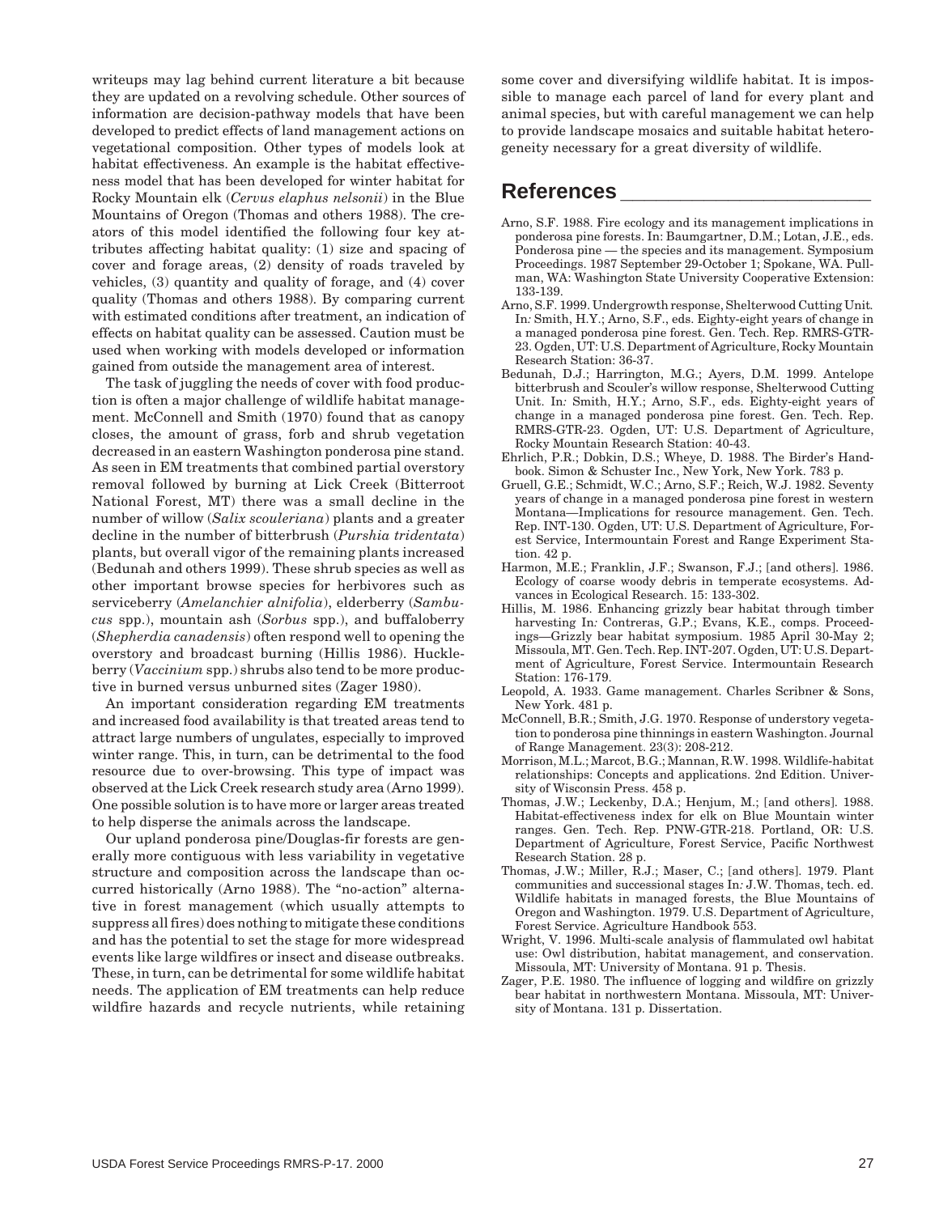writeups may lag behind current literature a bit because they are updated on a revolving schedule. Other sources of information are decision-pathway models that have been developed to predict effects of land management actions on vegetational composition. Other types of models look at habitat effectiveness. An example is the habitat effectiveness model that has been developed for winter habitat for Rocky Mountain elk (*Cervus elaphus nelsonii*) in the Blue Mountains of Oregon (Thomas and others 1988). The creators of this model identified the following four key attributes affecting habitat quality: (1) size and spacing of cover and forage areas, (2) density of roads traveled by vehicles, (3) quantity and quality of forage, and (4) cover quality (Thomas and others 1988). By comparing current with estimated conditions after treatment, an indication of effects on habitat quality can be assessed. Caution must be used when working with models developed or information gained from outside the management area of interest.

The task of juggling the needs of cover with food production is often a major challenge of wildlife habitat management. McConnell and Smith (1970) found that as canopy closes, the amount of grass, forb and shrub vegetation decreased in an eastern Washington ponderosa pine stand. As seen in EM treatments that combined partial overstory removal followed by burning at Lick Creek (Bitterroot National Forest, MT) there was a small decline in the number of willow (*Salix scouleriana*) plants and a greater decline in the number of bitterbrush (*Purshia tridentata*) plants, but overall vigor of the remaining plants increased (Bedunah and others 1999). These shrub species as well as other important browse species for herbivores such as serviceberry (*Amelanchier alnifolia*), elderberry (*Sambucus* spp.), mountain ash (*Sorbus* spp.), and buffaloberry (*Shepherdia canadensis*) often respond well to opening the overstory and broadcast burning (Hillis 1986). Huckleberry (*Vaccinium* spp.) shrubs also tend to be more productive in burned versus unburned sites (Zager 1980).

An important consideration regarding EM treatments and increased food availability is that treated areas tend to attract large numbers of ungulates, especially to improved winter range. This, in turn, can be detrimental to the food resource due to over-browsing. This type of impact was observed at the Lick Creek research study area (Arno 1999). One possible solution is to have more or larger areas treated to help disperse the animals across the landscape.

Our upland ponderosa pine/Douglas-fir forests are generally more contiguous with less variability in vegetative structure and composition across the landscape than occurred historically (Arno 1988). The "no-action" alternative in forest management (which usually attempts to suppress all fires) does nothing to mitigate these conditions and has the potential to set the stage for more widespread events like large wildfires or insect and disease outbreaks. These, in turn, can be detrimental for some wildlife habitat needs. The application of EM treatments can help reduce wildfire hazards and recycle nutrients, while retaining some cover and diversifying wildlife habitat. It is impossible to manage each parcel of land for every plant and animal species, but with careful management we can help to provide landscape mosaics and suitable habitat heterogeneity necessary for a great diversity of wildlife.

## References

Arno, S.F. 1988. Fire ecology and its management implications in ponderosa pine forests. In: Baumgartner, D.M.; Lotan, J.E., eds. Ponderosa pine — the species and its management. Symposium Proceedings. 1987 September 29-October 1; Spokane, WA. Pullman, WA: Washington State University Cooperative Extension: 133-139.

Arno, S.F. 1999. Undergrowth response, Shelterwood Cutting Unit. In: Smith, H.Y.; Arno, S.F., eds. Eighty-eight years of change in a managed ponderosa pine forest. Gen. Tech. Rep. RMRS-GTR-23. Ogden, UT: U.S. Department of Agriculture, Rocky Mountain Research Station: 36-37.

Bedunah, D.J.; Harrington, M.G.; Ayers, D.M. 1999. Antelope bitterbrush and Scouler's willow response, Shelterwood Cutting Unit. In: Smith, H.Y.; Arno, S.F., eds. Eighty-eight years of change in a managed ponderosa pine forest. Gen. Tech. Rep. RMRS-GTR-23. Ogden, UT: U.S. Department of Agriculture, Rocky Mountain Research Station: 40-43.

Ehrlich, P.R.; Dobkin, D.S.; Wheye, D. 1988. The Birder's Handbook. Simon & Schuster Inc., New York, New York. 783 p.

Gruell, G.E.; Schmidt, W.C.; Arno, S.F.; Reich, W.J. 1982. Seventy years of change in a managed ponderosa pine forest in western Montana—Implications for resource management. Gen. Tech. Rep. INT-130. Ogden, UT: U.S. Department of Agriculture, Forest Service, Intermountain Forest and Range Experiment Station. 42 p.

Harmon, M.E.; Franklin, J.F.; Swanson, F.J.; [and others]. 1986. Ecology of coarse woody debris in temperate ecosystems. Advances in Ecological Research. 15: 133-302.

Hillis, M. 1986. Enhancing grizzly bear habitat through timber harvesting In: Contreras, G.P.; Evans, K.E., comps. Proceedings—Grizzly bear habitat symposium. 1985 April 30-May 2; Missoula, MT. Gen. Tech. Rep. INT-207. Ogden, UT: U.S. Department of Agriculture, Forest Service. Intermountain Research Station: 176-179.

Leopold, A. 1933. Game management. Charles Scribner & Sons, New York. 481 p.

McConnell, B.R.; Smith, J.G. 1970. Response of understory vegetation to ponderosa pine thinnings in eastern Washington. Journal of Range Management. 23(3): 208-212.

Morrison, M.L.; Marcot, B.G.; Mannan, R.W. 1998. Wildlife-habitat relationships: Concepts and applications. 2nd Edition. University of Wisconsin Press. 458 p.

Thomas, J.W.; Leckenby, D.A.; Henjum, M.; [and others]. 1988. Habitat-effectiveness index for elk on Blue Mountain winter ranges. Gen. Tech. Rep. PNW-GTR-218. Portland, OR: U.S. Department of Agriculture, Forest Service, Pacific Northwest Research Station. 28 p.

Thomas, J.W.; Miller, R.J.; Maser, C.; [and others]. 1979. Plant communities and successional stages In: J.W. Thomas, tech. ed. Wildlife habitats in managed forests, the Blue Mountains of Oregon and Washington. 1979. U.S. Department of Agriculture, Forest Service. Agriculture Handbook 553.

Wright, V. 1996. Multi-scale analysis of flammulated owl habitat use: Owl distribution, habitat management, and conservation. Missoula, MT: University of Montana. 91 p. Thesis.

Zager, P.E. 1980. The influence of logging and wildfire on grizzly bear habitat in northwestern Montana. Missoula, MT: University of Montana. 131 p. Dissertation.